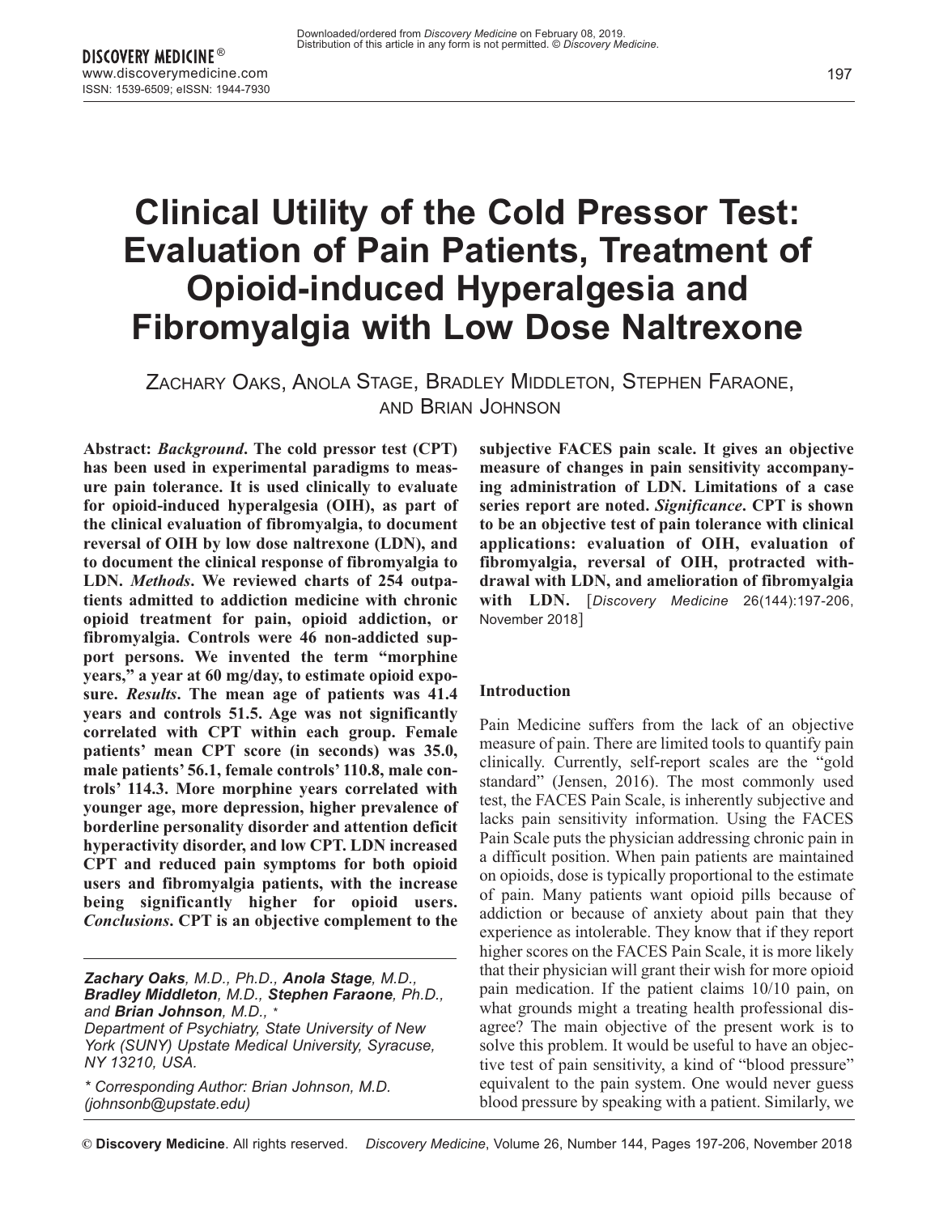# Clinical Utility of the Cold Pressor Test: Evaluation of Pain Patients, Treatment of Opioid-induced Hyperalgesia and Fibromyalgia with Low Dose Naltrexone

Zachary Oaks, Anola Stage, Bradley Middleton, Stephen Faraone, and Brian Johnson

**Abstract:** ***Background*****. The cold pressor test (CPT) has been used in experimental paradigms to measure pain tolerance. It is used clinically to evaluate for opioid-induced hyperalgesia (OIH), as part of the clinical evaluation of fibromyalgia, to document reversal of OIH by low dose naltrexone (LDN), and to document the clinical response of fibromyalgia to LDN.** ***Methods*****. We reviewed charts of 254 outpatients admitted to addiction medicine with chronic opioid treatment for pain, opioid addiction, or fibromyalgia. Controls were 46 non-addicted support persons. We invented the term "morphine years," a year at 60 mg/day, to estimate opioid exposure.** ***Results*****. The mean age of patients was 41.4 years and controls 51.5. Age was not significantly correlated with CPT within each group. Female patients' mean CPT score (in seconds) was 35.0, male patients' 56.1, female controls' 110.8, male controls' 114.3. More morphine years correlated with younger age, more depression, higher prevalence of borderline personality disorder and attention deficit hyperactivity disorder, and low CPT. LDN increased CPT and reduced pain symptoms for both opioid users and fibromyalgia patients, with the increase being significantly higher for opioid users.** ***Conclusions*****. CPT is an objective complement to the subjective FACES pain scale. It gives an objective measure of changes in pain sensitivity accompanying administration of LDN. Limitations of a case series report are noted.** ***Significance*****. CPT is shown to be an objective test of pain tolerance with clinical applications: evaluation of OIH, evaluation of fibromyalgia, reversal of OIH, protracted withdrawal with LDN, and amelioration of fibromyalgia with LDN.** [*Discovery Medicine* 26(144):197-206, November 2018]

***Zachary Oaks****, M.D., Ph.D.,* ***Anola Stage****, M.D.,* ***Bradley Middleton****, M.D.,* ***Stephen Faraone****, Ph.D., and* ***Brian Johnson****, M.D., \**
*Department of Psychiatry, State University of New York (SUNY) Upstate Medical University, Syracuse, NY 13210, USA.*

*\* Corresponding Author: Brian Johnson, M.D. (johnsonb@upstate.edu)*

## Introduction

Pain Medicine suffers from the lack of an objective measure of pain. There are limited tools to quantify pain clinically. Currently, self-report scales are the "gold standard" (Jensen, 2016). The most commonly used test, the FACES Pain Scale, is inherently subjective and lacks pain sensitivity information. Using the FACES Pain Scale puts the physician addressing chronic pain in a difficult position. When pain patients are maintained on opioids, dose is typically proportional to the estimate of pain. Many patients want opioid pills because of addiction or because of anxiety about pain that they experience as intolerable. They know that if they report higher scores on the FACES Pain Scale, it is more likely that their physician will grant their wish for more opioid pain medication. If the patient claims 10/10 pain, on what grounds might a treating health professional disagree? The main objective of the present work is to solve this problem. It would be useful to have an objective test of pain sensitivity, a kind of "blood pressure" equivalent to the pain system. One would never guess blood pressure by speaking with a patient. Similarly, we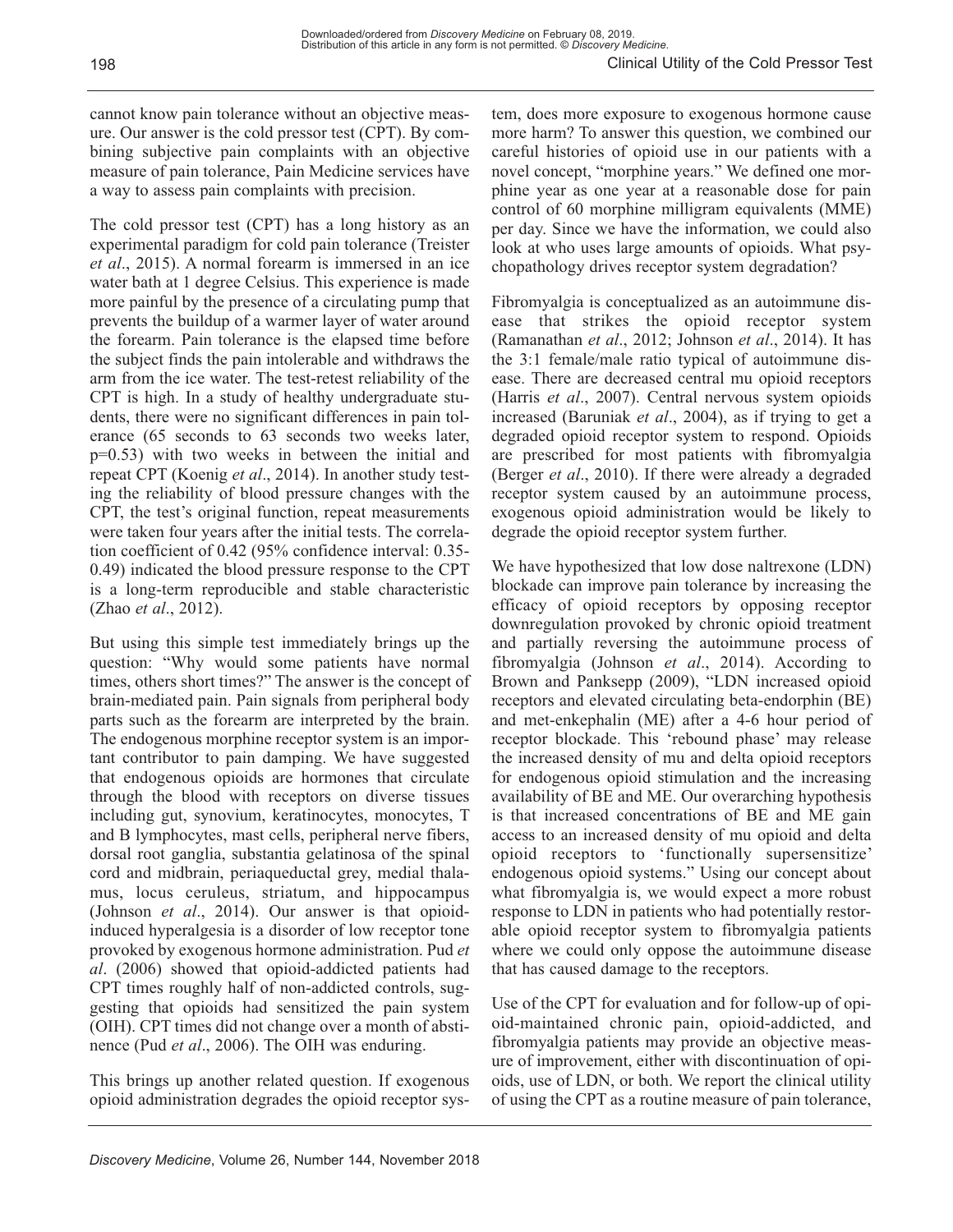cannot know pain tolerance without an objective measure. Our answer is the cold pressor test (CPT). By combining subjective pain complaints with an objective measure of pain tolerance, Pain Medicine services have a way to assess pain complaints with precision.

The cold pressor test (CPT) has a long history as an experimental paradigm for cold pain tolerance (Treister *et al*., 2015). A normal forearm is immersed in an ice water bath at 1 degree Celsius. This experience is made more painful by the presence of a circulating pump that prevents the buildup of a warmer layer of water around the forearm. Pain tolerance is the elapsed time before the subject finds the pain intolerable and withdraws the arm from the ice water. The test-retest reliability of the CPT is high. In a study of healthy undergraduate students, there were no significant differences in pain tolerance (65 seconds to 63 seconds two weeks later, $p=0.53$) with two weeks in between the initial and repeat CPT (Koenig *et al*., 2014). In another study testing the reliability of blood pressure changes with the CPT, the test's original function, repeat measurements were taken four years after the initial tests. The correlation coefficient of 0.42 (95% confidence interval: 0.35-0.49) indicated the blood pressure response to the CPT is a long-term reproducible and stable characteristic (Zhao *et al*., 2012).

But using this simple test immediately brings up the question: "Why would some patients have normal times, others short times?" The answer is the concept of brain-mediated pain. Pain signals from peripheral body parts such as the forearm are interpreted by the brain. The endogenous morphine receptor system is an important contributor to pain damping. We have suggested that endogenous opioids are hormones that circulate through the blood with receptors on diverse tissues including gut, synovium, keratinocytes, monocytes, T and B lymphocytes, mast cells, peripheral nerve fibers, dorsal root ganglia, substantia gelatinosa of the spinal cord and midbrain, periaqueductal grey, medial thalamus, locus ceruleus, striatum, and hippocampus (Johnson *et al*., 2014). Our answer is that opioid-induced hyperalgesia is a disorder of low receptor tone provoked by exogenous hormone administration. Pud *et al*. (2006) showed that opioid-addicted patients had CPT times roughly half of non-addicted controls, suggesting that opioids had sensitized the pain system (OIH). CPT times did not change over a month of abstinence (Pud *et al*., 2006). The OIH was enduring.

This brings up another related question. If exogenous opioid administration degrades the opioid receptor system, does more exposure to exogenous hormone cause more harm? To answer this question, we combined our careful histories of opioid use in our patients with a novel concept, "morphine years." We defined one morphine year as one year at a reasonable dose for pain control of 60 morphine milligram equivalents (MME) per day. Since we have the information, we could also look at who uses large amounts of opioids. What psychopathology drives receptor system degradation?

Fibromyalgia is conceptualized as an autoimmune disease that strikes the opioid receptor system (Ramanathan *et al*., 2012; Johnson *et al*., 2014). It has the 3:1 female/male ratio typical of autoimmune disease. There are decreased central mu opioid receptors (Harris *et al*., 2007). Central nervous system opioids increased (Baruniak *et al*., 2004), as if trying to get a degraded opioid receptor system to respond. Opioids are prescribed for most patients with fibromyalgia (Berger *et al*., 2010). If there were already a degraded receptor system caused by an autoimmune process, exogenous opioid administration would be likely to degrade the opioid receptor system further.

We have hypothesized that low dose naltrexone (LDN) blockade can improve pain tolerance by increasing the efficacy of opioid receptors by opposing receptor downregulation provoked by chronic opioid treatment and partially reversing the autoimmune process of fibromyalgia (Johnson *et al*., 2014). According to Brown and Panksepp (2009), "LDN increased opioid receptors and elevated circulating beta-endorphin (BE) and met-enkephalin (ME) after a 4-6 hour period of receptor blockade. This 'rebound phase' may release the increased density of mu and delta opioid receptors for endogenous opioid stimulation and the increasing availability of BE and ME. Our overarching hypothesis is that increased concentrations of BE and ME gain access to an increased density of mu opioid and delta opioid receptors to 'functionally supersensitize' endogenous opioid systems." Using our concept about what fibromyalgia is, we would expect a more robust response to LDN in patients who had potentially restorable opioid receptor system to fibromyalgia patients where we could only oppose the autoimmune disease that has caused damage to the receptors.

Use of the CPT for evaluation and for follow-up of opioid-maintained chronic pain, opioid-addicted, and fibromyalgia patients may provide an objective measure of improvement, either with discontinuation of opioids, use of LDN, or both. We report the clinical utility of using the CPT as a routine measure of pain tolerance,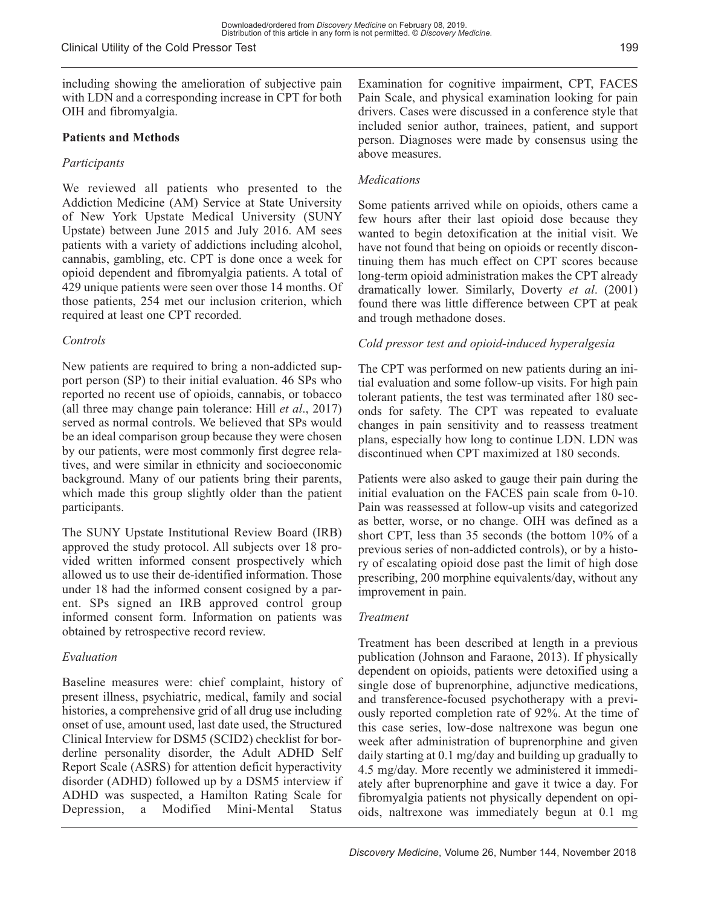including showing the amelioration of subjective pain with LDN and a corresponding increase in CPT for both OIH and fibromyalgia.

## Patients and Methods

### *Participants*

We reviewed all patients who presented to the Addiction Medicine (AM) Service at State University of New York Upstate Medical University (SUNY Upstate) between June 2015 and July 2016. AM sees patients with a variety of addictions including alcohol, cannabis, gambling, etc. CPT is done once a week for opioid dependent and fibromyalgia patients. A total of 429 unique patients were seen over those 14 months. Of those patients, 254 met our inclusion criterion, which required at least one CPT recorded.

### *Controls*

New patients are required to bring a non-addicted support person (SP) to their initial evaluation. 46 SPs who reported no recent use of opioids, cannabis, or tobacco (all three may change pain tolerance: Hill *et al*., 2017) served as normal controls. We believed that SPs would be an ideal comparison group because they were chosen by our patients, were most commonly first degree relatives, and were similar in ethnicity and socioeconomic background. Many of our patients bring their parents, which made this group slightly older than the patient participants.

The SUNY Upstate Institutional Review Board (IRB) approved the study protocol. All subjects over 18 provided written informed consent prospectively which allowed us to use their de-identified information. Those under 18 had the informed consent cosigned by a parent. SPs signed an IRB approved control group informed consent form. Information on patients was obtained by retrospective record review.

### *Evaluation*

Baseline measures were: chief complaint, history of present illness, psychiatric, medical, family and social histories, a comprehensive grid of all drug use including onset of use, amount used, last date used, the Structured Clinical Interview for DSM5 (SCID2) checklist for borderline personality disorder, the Adult ADHD Self Report Scale (ASRS) for attention deficit hyperactivity disorder (ADHD) followed up by a DSM5 interview if ADHD was suspected, a Hamilton Rating Scale for Depression, a Modified Mini-Mental Status Examination for cognitive impairment, CPT, FACES Pain Scale, and physical examination looking for pain drivers. Cases were discussed in a conference style that included senior author, trainees, patient, and support person. Diagnoses were made by consensus using the above measures.

### *Medications*

Some patients arrived while on opioids, others came a few hours after their last opioid dose because they wanted to begin detoxification at the initial visit. We have not found that being on opioids or recently discontinuing them has much effect on CPT scores because long-term opioid administration makes the CPT already dramatically lower. Similarly, Doverty *et al*. (2001) found there was little difference between CPT at peak and trough methadone doses.

### *Cold pressor test and opioid-induced hyperalgesia*

The CPT was performed on new patients during an initial evaluation and some follow-up visits. For high pain tolerant patients, the test was terminated after 180 seconds for safety. The CPT was repeated to evaluate changes in pain sensitivity and to reassess treatment plans, especially how long to continue LDN. LDN was discontinued when CPT maximized at 180 seconds.

Patients were also asked to gauge their pain during the initial evaluation on the FACES pain scale from 0-10. Pain was reassessed at follow-up visits and categorized as better, worse, or no change. OIH was defined as a short CPT, less than 35 seconds (the bottom 10% of a previous series of non-addicted controls), or by a history of escalating opioid dose past the limit of high dose prescribing, 200 morphine equivalents/day, without any improvement in pain.

### *Treatment*

Treatment has been described at length in a previous publication (Johnson and Faraone, 2013). If physically dependent on opioids, patients were detoxified using a single dose of buprenorphine, adjunctive medications, and transference-focused psychotherapy with a previously reported completion rate of 92%. At the time of this case series, low-dose naltrexone was begun one week after administration of buprenorphine and given daily starting at 0.1 mg/day and building up gradually to 4.5 mg/day. More recently we administered it immediately after buprenorphine and gave it twice a day. For fibromyalgia patients not physically dependent on opioids, naltrexone was immediately begun at 0.1 mg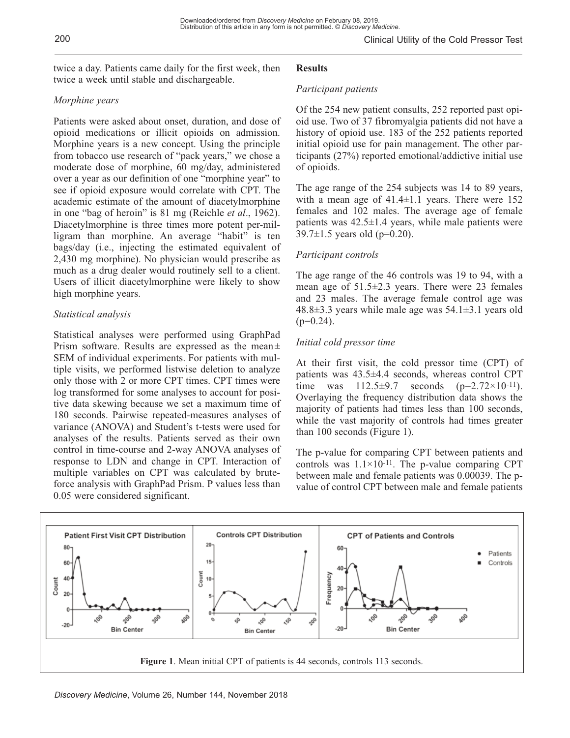twice a day. Patients came daily for the first week, then twice a week until stable and dischargeable.

*Morphine years*

Patients were asked about onset, duration, and dose of opioid medications or illicit opioids on admission. Morphine years is a new concept. Using the principle from tobacco use research of "pack years," we chose a moderate dose of morphine, 60 mg/day, administered over a year as our definition of one "morphine year" to see if opioid exposure would correlate with CPT. The academic estimate of the amount of diacetylmorphine in one "bag of heroin" is 81 mg (Reichle *et al*., 1962). Diacetylmorphine is three times more potent per-milligram than morphine. An average "habit" is ten bags/day (i.e., injecting the estimated equivalent of 2,430 mg morphine). No physician would prescribe as much as a drug dealer would routinely sell to a client. Users of illicit diacetylmorphine were likely to show high morphine years.

*Statistical analysis*

Statistical analyses were performed using GraphPad Prism software. Results are expressed as the mean ± SEM of individual experiments. For patients with multiple visits, we performed listwise deletion to analyze only those with 2 or more CPT times. CPT times were log transformed for some analyses to account for positive data skewing because we set a maximum time of 180 seconds. Pairwise repeated-measures analyses of variance (ANOVA) and Student's t-tests were used for analyses of the results. Patients served as their own control in time-course and 2-way ANOVA analyses of response to LDN and change in CPT. Interaction of multiple variables on CPT was calculated by brute-force analysis with GraphPad Prism. P values less than 0.05 were considered significant.

**Results**

*Participant patients*

Of the 254 new patient consults, 252 reported past opioid use. Two of 37 fibromyalgia patients did not have a history of opioid use. 183 of the 252 patients reported initial opioid use for pain management. The other participants (27%) reported emotional/addictive initial use of opioids.

The age range of the 254 subjects was 14 to 89 years, with a mean age of 41.4±1.1 years. There were 152 females and 102 males. The average age of female patients was 42.5±1.4 years, while male patients were 39.7±1.5 years old (p=0.20).

*Participant controls*

The age range of the 46 controls was 19 to 94, with a mean age of 51.5±2.3 years. There were 23 females and 23 males. The average female control age was 48.8±3.3 years while male age was 54.1±3.1 years old (p=0.24).

*Initial cold pressor time*

At their first visit, the cold pressor time (CPT) of patients was 43.5±4.4 seconds, whereas control CPT time was 112.5±9.7 seconds ($p=2.72\times10^{-11}$). Overlaying the frequency distribution data shows the majority of patients had times less than 100 seconds, while the vast majority of controls had times greater than 100 seconds (Figure 1).

The p-value for comparing CPT between patients and controls was $1.1\times10^{-11}$. The p-value comparing CPT between male and female patients was 0.00039. The p-value of control CPT between male and female patients

**Figure 1**. Mean initial CPT of patients is 44 seconds, controls 113 seconds.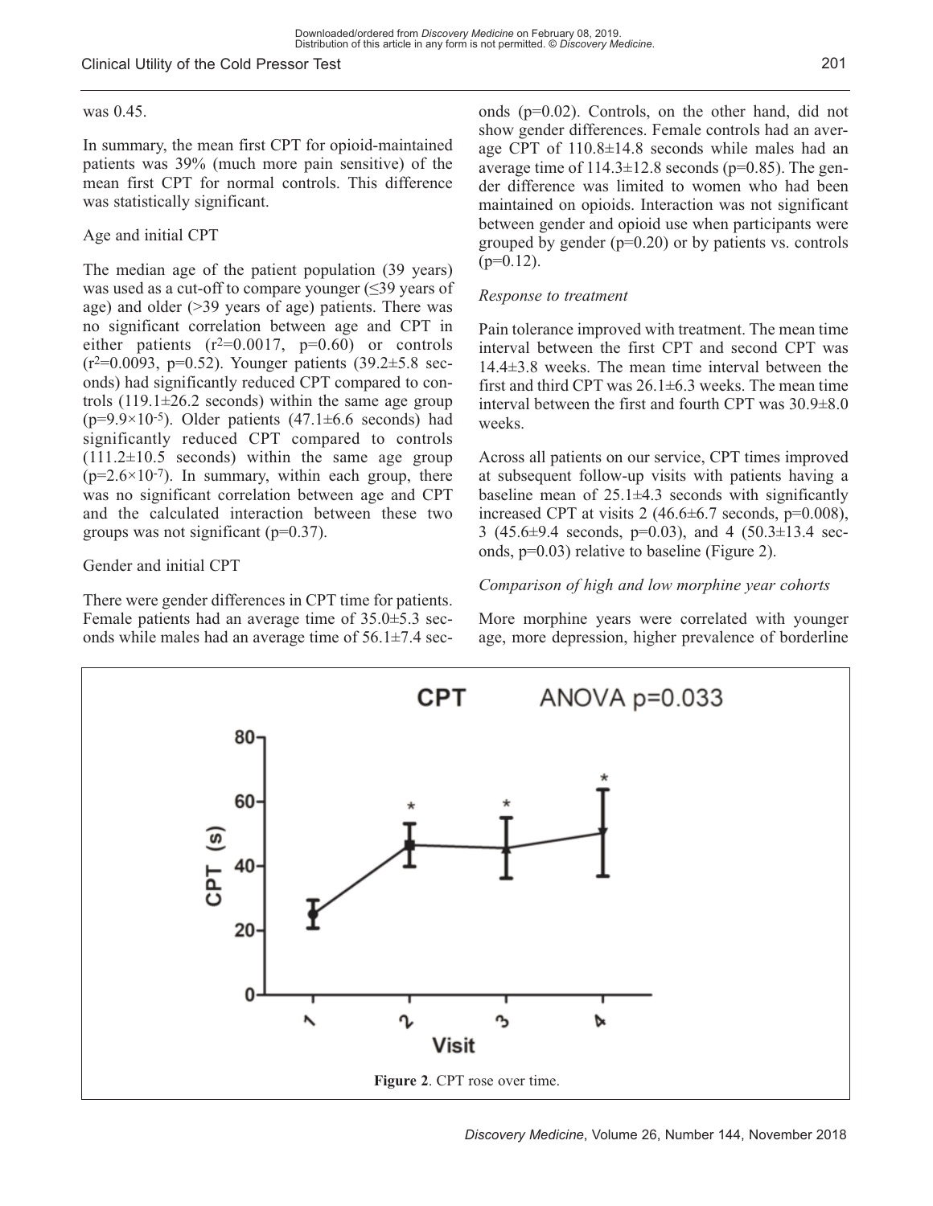was 0.45.

In summary, the mean first CPT for opioid-maintained patients was 39% (much more pain sensitive) of the mean first CPT for normal controls. This difference was statistically significant.

Age and initial CPT

The median age of the patient population (39 years) was used as a cut-off to compare younger (≤39 years of age) and older (>39 years of age) patients. There was no significant correlation between age and CPT in either patients ($r^2$=0.0017, p=0.60) or controls ($r^2$=0.0093, p=0.52). Younger patients (39.2±5.8 seconds) had significantly reduced CPT compared to controls (119.1±26.2 seconds) within the same age group ($p=9.9\times10^{-5}$). Older patients (47.1±6.6 seconds) had significantly reduced CPT compared to controls (111.2±10.5 seconds) within the same age group ($p=2.6\times10^{-7}$). In summary, within each group, there was no significant correlation between age and CPT and the calculated interaction between these two groups was not significant (p=0.37).

Gender and initial CPT

There were gender differences in CPT time for patients. Female patients had an average time of 35.0±5.3 seconds while males had an average time of 56.1±7.4 seconds (p=0.02). Controls, on the other hand, did not show gender differences. Female controls had an average CPT of 110.8±14.8 seconds while males had an average time of 114.3±12.8 seconds (p=0.85). The gender difference was limited to women who had been maintained on opioids. Interaction was not significant between gender and opioid use when participants were grouped by gender (p=0.20) or by patients vs. controls (p=0.12).

*Response to treatment*

Pain tolerance improved with treatment. The mean time interval between the first CPT and second CPT was 14.4±3.8 weeks. The mean time interval between the first and third CPT was 26.1±6.3 weeks. The mean time interval between the first and fourth CPT was 30.9±8.0 weeks.

Across all patients on our service, CPT times improved at subsequent follow-up visits with patients having a baseline mean of 25.1±4.3 seconds with significantly increased CPT at visits 2 (46.6±6.7 seconds, p=0.008), 3 (45.6±9.4 seconds, p=0.03), and 4 (50.3±13.4 seconds, p=0.03) relative to baseline (Figure 2).

*Comparison of high and low morphine year cohorts*

More morphine years were correlated with younger age, more depression, higher prevalence of borderline

**Figure 2**. CPT rose over time.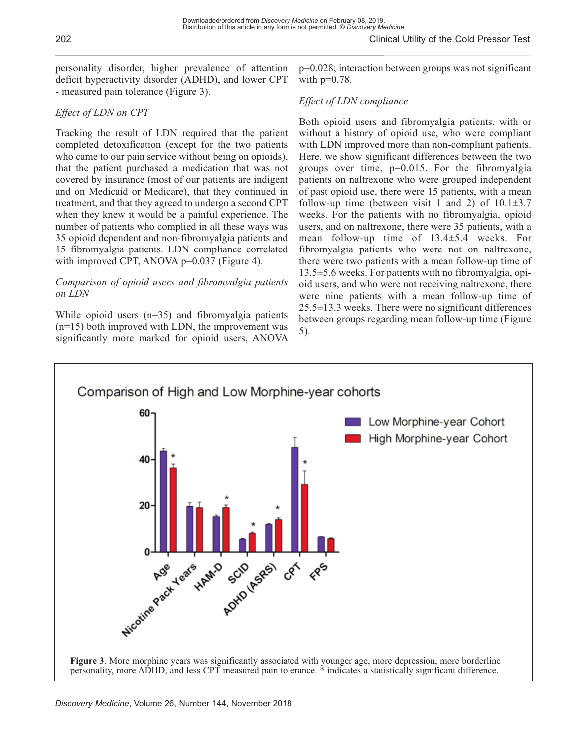personality disorder, higher prevalence of attention deficit hyperactivity disorder (ADHD), and lower CPT - measured pain tolerance (Figure 3).

*Effect of LDN on CPT*

Tracking the result of LDN required that the patient completed detoxification (except for the two patients who came to our pain service without being on opioids), that the patient purchased a medication that was not covered by insurance (most of our patients are indigent and on Medicaid or Medicare), that they continued in treatment, and that they agreed to undergo a second CPT when they knew it would be a painful experience. The number of patients who complied in all these ways was 35 opioid dependent and non-fibromyalgia patients and 15 fibromyalgia patients. LDN compliance correlated with improved CPT, ANOVA p=0.037 (Figure 4).

*Comparison of opioid users and fibromyalgia patients on LDN*

While opioid users (n=35) and fibromyalgia patients (n=15) both improved with LDN, the improvement was significantly more marked for opioid users, ANOVA p=0.028; interaction between groups was not significant with p=0.78.

*Effect of LDN compliance*

Both opioid users and fibromyalgia patients, with or without a history of opioid use, who were compliant with LDN improved more than non-compliant patients. Here, we show significant differences between the two groups over time, p=0.015. For the fibromyalgia patients on naltrexone who were grouped independent of past opioid use, there were 15 patients, with a mean follow-up time (between visit 1 and 2) of 10.1±3.7 weeks. For the patients with no fibromyalgia, opioid users, and on naltrexone, there were 35 patients, with a mean follow-up time of 13.4±5.4 weeks. For fibromyalgia patients who were not on naltrexone, there were two patients with a mean follow-up time of 13.5±5.6 weeks. For patients with no fibromyalgia, opioid users, and who were not receiving naltrexone, there were nine patients with a mean follow-up time of 25.5±13.3 weeks. There were no significant differences between groups regarding mean follow-up time (Figure 5).

**Figure 3**. More morphine years was significantly associated with younger age, more depression, more borderline personality, more ADHD, and less CPT measured pain tolerance. * indicates a statistically significant difference.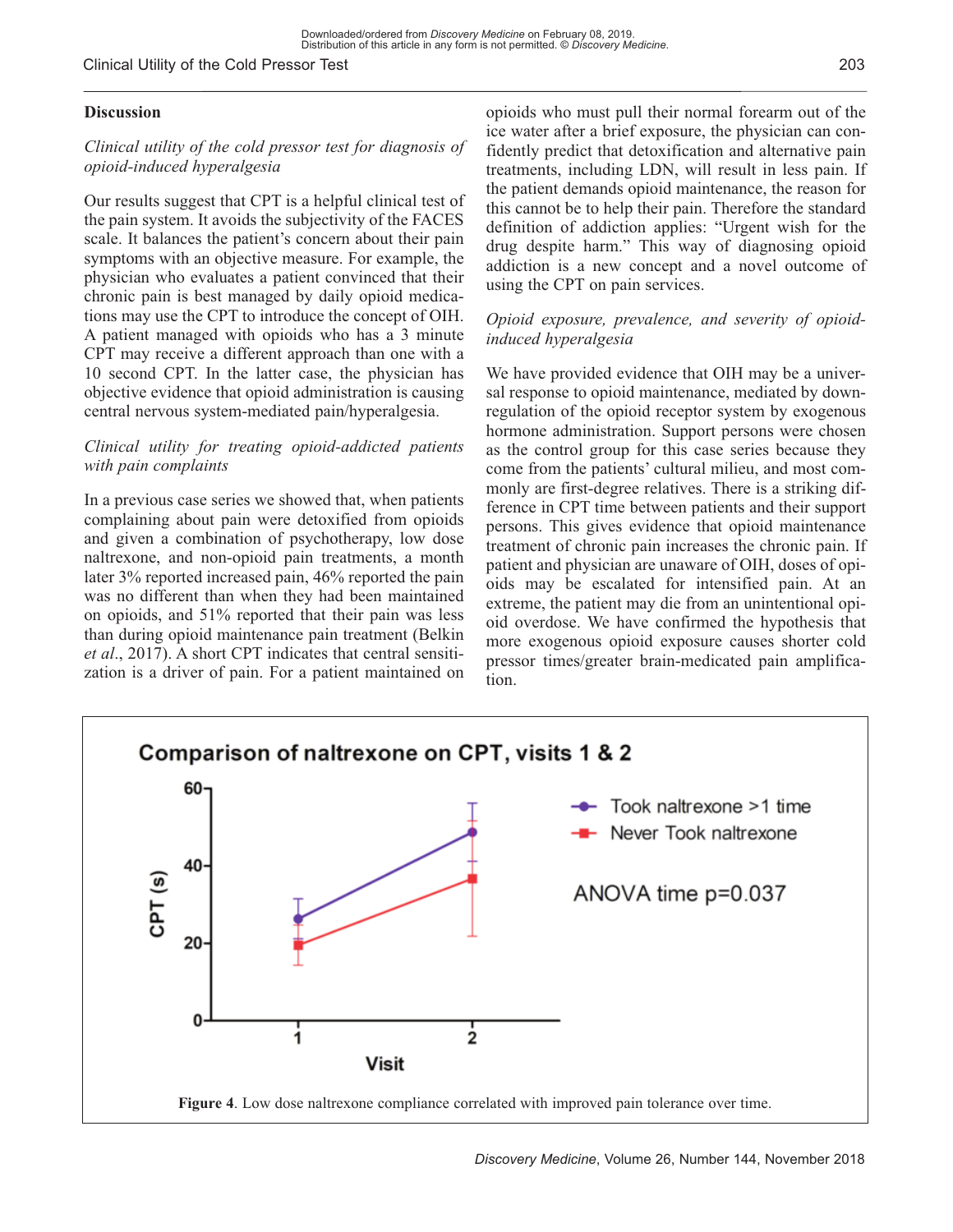## Discussion

### *Clinical utility of the cold pressor test for diagnosis of opioid-induced hyperalgesia*

Our results suggest that CPT is a helpful clinical test of the pain system. It avoids the subjectivity of the FACES scale. It balances the patient's concern about their pain symptoms with an objective measure. For example, the physician who evaluates a patient convinced that their chronic pain is best managed by daily opioid medications may use the CPT to introduce the concept of OIH. A patient managed with opioids who has a 3 minute CPT may receive a different approach than one with a 10 second CPT. In the latter case, the physician has objective evidence that opioid administration is causing central nervous system-mediated pain/hyperalgesia.

### *Clinical utility for treating opioid-addicted patients with pain complaints*

In a previous case series we showed that, when patients complaining about pain were detoxified from opioids and given a combination of psychotherapy, low dose naltrexone, and non-opioid pain treatments, a month later 3% reported increased pain, 46% reported the pain was no different than when they had been maintained on opioids, and 51% reported that their pain was less than during opioid maintenance pain treatment (Belkin *et al*., 2017). A short CPT indicates that central sensitization is a driver of pain. For a patient maintained on opioids who must pull their normal forearm out of the ice water after a brief exposure, the physician can confidently predict that detoxification and alternative pain treatments, including LDN, will result in less pain. If the patient demands opioid maintenance, the reason for this cannot be to help their pain. Therefore the standard definition of addiction applies: "Urgent wish for the drug despite harm." This way of diagnosing opioid addiction is a new concept and a novel outcome of using the CPT on pain services.

### *Opioid exposure, prevalence, and severity of opioid-induced hyperalgesia*

We have provided evidence that OIH may be a universal response to opioid maintenance, mediated by downregulation of the opioid receptor system by exogenous hormone administration. Support persons were chosen as the control group for this case series because they come from the patients' cultural milieu, and most commonly are first-degree relatives. There is a striking difference in CPT time between patients and their support persons. This gives evidence that opioid maintenance treatment of chronic pain increases the chronic pain. If patient and physician are unaware of OIH, doses of opioids may be escalated for intensified pain. At an extreme, the patient may die from an unintentional opioid overdose. We have confirmed the hypothesis that more exogenous opioid exposure causes shorter cold pressor times/greater brain-medicated pain amplification.

**Figure 4**. Low dose naltrexone compliance correlated with improved pain tolerance over time.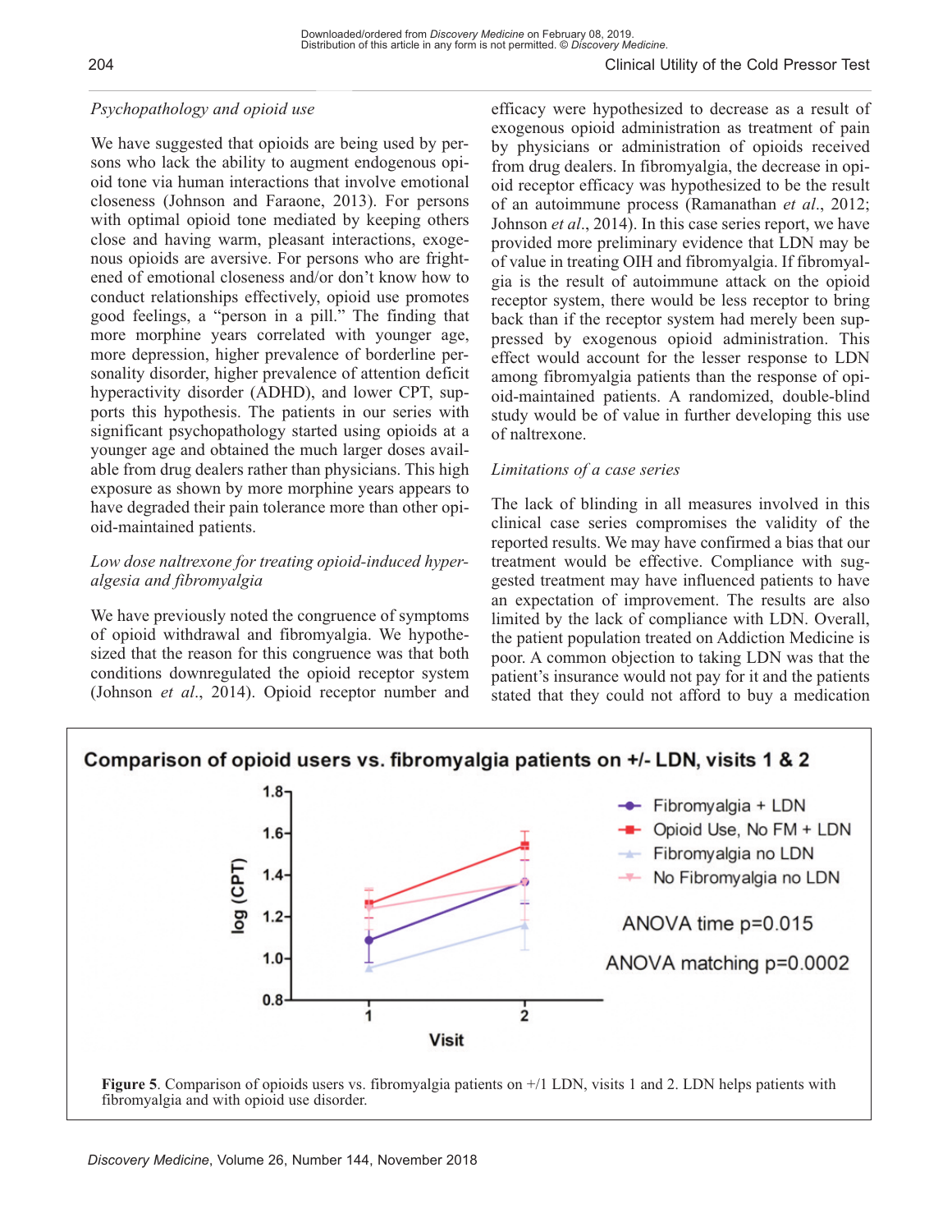### *Psychopathology and opioid use*

We have suggested that opioids are being used by persons who lack the ability to augment endogenous opioid tone via human interactions that involve emotional closeness (Johnson and Faraone, 2013). For persons with optimal opioid tone mediated by keeping others close and having warm, pleasant interactions, exogenous opioids are aversive. For persons who are frightened of emotional closeness and/or don't know how to conduct relationships effectively, opioid use promotes good feelings, a "person in a pill." The finding that more morphine years correlated with younger age, more depression, higher prevalence of borderline personality disorder, higher prevalence of attention deficit hyperactivity disorder (ADHD), and lower CPT, supports this hypothesis. The patients in our series with significant psychopathology started using opioids at a younger age and obtained the much larger doses available from drug dealers rather than physicians. This high exposure as shown by more morphine years appears to have degraded their pain tolerance more than other opioid-maintained patients.

### *Low dose naltrexone for treating opioid-induced hyperalgesia and fibromyalgia*

We have previously noted the congruence of symptoms of opioid withdrawal and fibromyalgia. We hypothesized that the reason for this congruence was that both conditions downregulated the opioid receptor system (Johnson *et al*., 2014). Opioid receptor number and efficacy were hypothesized to decrease as a result of exogenous opioid administration as treatment of pain by physicians or administration of opioids received from drug dealers. In fibromyalgia, the decrease in opioid receptor efficacy was hypothesized to be the result of an autoimmune process (Ramanathan *et al*., 2012; Johnson *et al*., 2014). In this case series report, we have provided more preliminary evidence that LDN may be of value in treating OIH and fibromyalgia. If fibromyalgia is the result of autoimmune attack on the opioid receptor system, there would be less receptor to bring back than if the receptor system had merely been suppressed by exogenous opioid administration. This effect would account for the lesser response to LDN among fibromyalgia patients than the response of opioid-maintained patients. A randomized, double-blind study would be of value in further developing this use of naltrexone.

### *Limitations of a case series*

The lack of blinding in all measures involved in this clinical case series compromises the validity of the reported results. We may have confirmed a bias that our treatment would be effective. Compliance with suggested treatment may have influenced patients to have an expectation of improvement. The results are also limited by the lack of compliance with LDN. Overall, the patient population treated on Addiction Medicine is poor. A common objection to taking LDN was that the patient's insurance would not pay for it and the patients stated that they could not afford to buy a medication

**Figure 5**. Comparison of opioids users vs. fibromyalgia patients on +/1 LDN, visits 1 and 2. LDN helps patients with fibromyalgia and with opioid use disorder.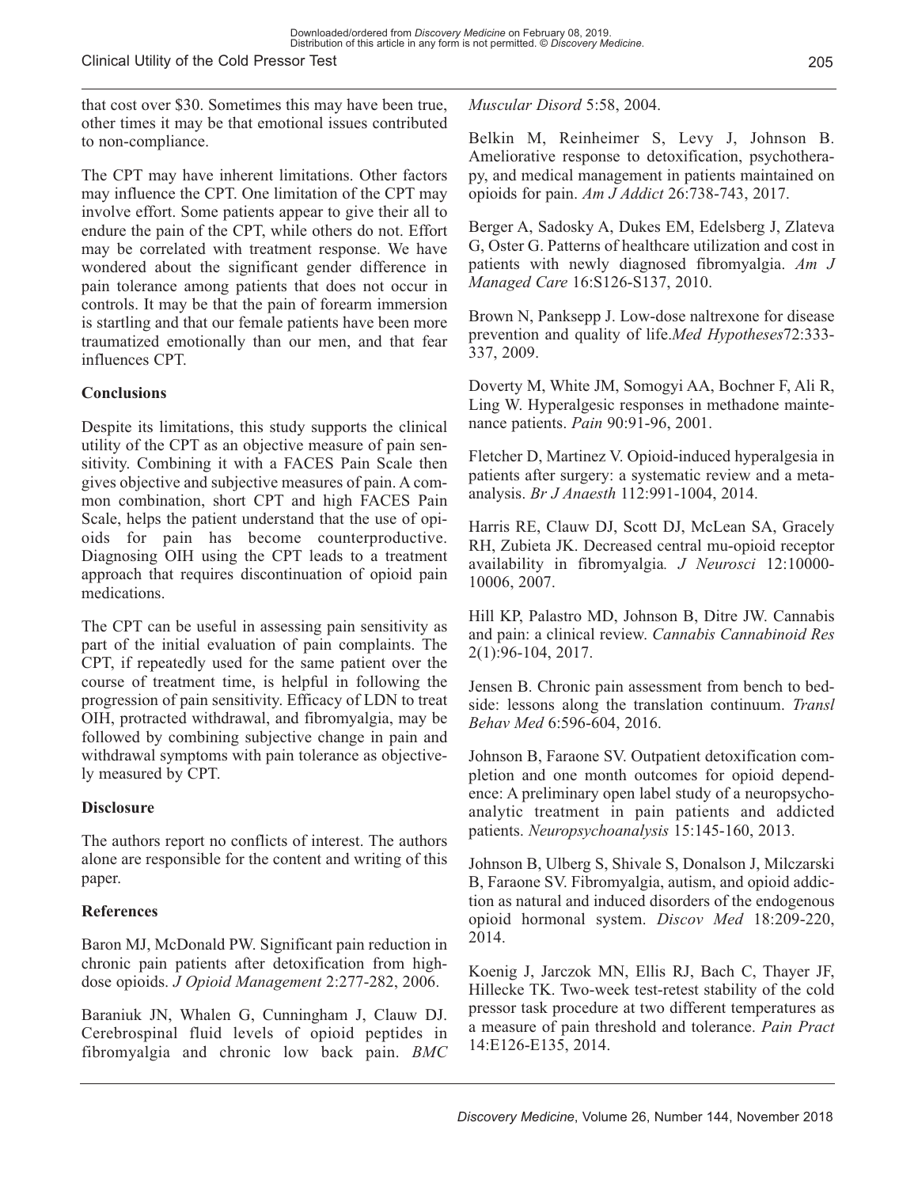that cost over $30. Sometimes this may have been true, other times it may be that emotional issues contributed to non-compliance.

The CPT may have inherent limitations. Other factors may influence the CPT. One limitation of the CPT may involve effort. Some patients appear to give their all to endure the pain of the CPT, while others do not. Effort may be correlated with treatment response. We have wondered about the significant gender difference in pain tolerance among patients that does not occur in controls. It may be that the pain of forearm immersion is startling and that our female patients have been more traumatized emotionally than our men, and that fear influences CPT.

**Conclusions**

Despite its limitations, this study supports the clinical utility of the CPT as an objective measure of pain sensitivity. Combining it with a FACES Pain Scale then gives objective and subjective measures of pain. A common combination, short CPT and high FACES Pain Scale, helps the patient understand that the use of opioids for pain has become counterproductive. Diagnosing OIH using the CPT leads to a treatment approach that requires discontinuation of opioid pain medications.

The CPT can be useful in assessing pain sensitivity as part of the initial evaluation of pain complaints. The CPT, if repeatedly used for the same patient over the course of treatment time, is helpful in following the progression of pain sensitivity. Efficacy of LDN to treat OIH, protracted withdrawal, and fibromyalgia, may be followed by combining subjective change in pain and withdrawal symptoms with pain tolerance as objectively measured by CPT.

**Disclosure**

The authors report no conflicts of interest. The authors alone are responsible for the content and writing of this paper.

**References**

Baron MJ, McDonald PW. Significant pain reduction in chronic pain patients after detoxification from high-dose opioids. *J Opioid Management* 2:277-282, 2006.

Baraniuk JN, Whalen G, Cunningham J, Clauw DJ. Cerebrospinal fluid levels of opioid peptides in fibromyalgia and chronic low back pain. *BMC Muscular Disord* 5:58, 2004.

Belkin M, Reinheimer S, Levy J, Johnson B. Ameliorative response to detoxification, psychotherapy, and medical management in patients maintained on opioids for pain. *Am J Addict* 26:738-743, 2017.

Berger A, Sadosky A, Dukes EM, Edelsberg J, Zlateva G, Oster G. Patterns of healthcare utilization and cost in patients with newly diagnosed fibromyalgia. *Am J Managed Care* 16:S126-S137, 2010.

Brown N, Panksepp J. Low-dose naltrexone for disease prevention and quality of life.*Med Hypotheses*72:333-337, 2009.

Doverty M, White JM, Somogyi AA, Bochner F, Ali R, Ling W. Hyperalgesic responses in methadone maintenance patients. *Pain* 90:91-96, 2001.

Fletcher D, Martinez V. Opioid-induced hyperalgesia in patients after surgery: a systematic review and a meta-analysis. *Br J Anaesth* 112:991-1004, 2014.

Harris RE, Clauw DJ, Scott DJ, McLean SA, Gracely RH, Zubieta JK. Decreased central mu-opioid receptor availability in fibromyalgia*. J Neurosci* 12:10000-10006, 2007.

Hill KP, Palastro MD, Johnson B, Ditre JW. Cannabis and pain: a clinical review. *Cannabis Cannabinoid Res* 2(1):96-104, 2017.

Jensen B. Chronic pain assessment from bench to bedside: lessons along the translation continuum. *Transl Behav Med* 6:596-604, 2016.

Johnson B, Faraone SV. Outpatient detoxification completion and one month outcomes for opioid dependence: A preliminary open label study of a neuropsychoanalytic treatment in pain patients and addicted patients. *Neuropsychoanalysis* 15:145-160, 2013.

Johnson B, Ulberg S, Shivale S, Donalson J, Milczarski B, Faraone SV. Fibromyalgia, autism, and opioid addiction as natural and induced disorders of the endogenous opioid hormonal system. *Discov Med* 18:209-220, 2014.

Koenig J, Jarczok MN, Ellis RJ, Bach C, Thayer JF, Hillecke TK. Two-week test-retest stability of the cold pressor task procedure at two different temperatures as a measure of pain threshold and tolerance. *Pain Pract* 14:E126-E135, 2014.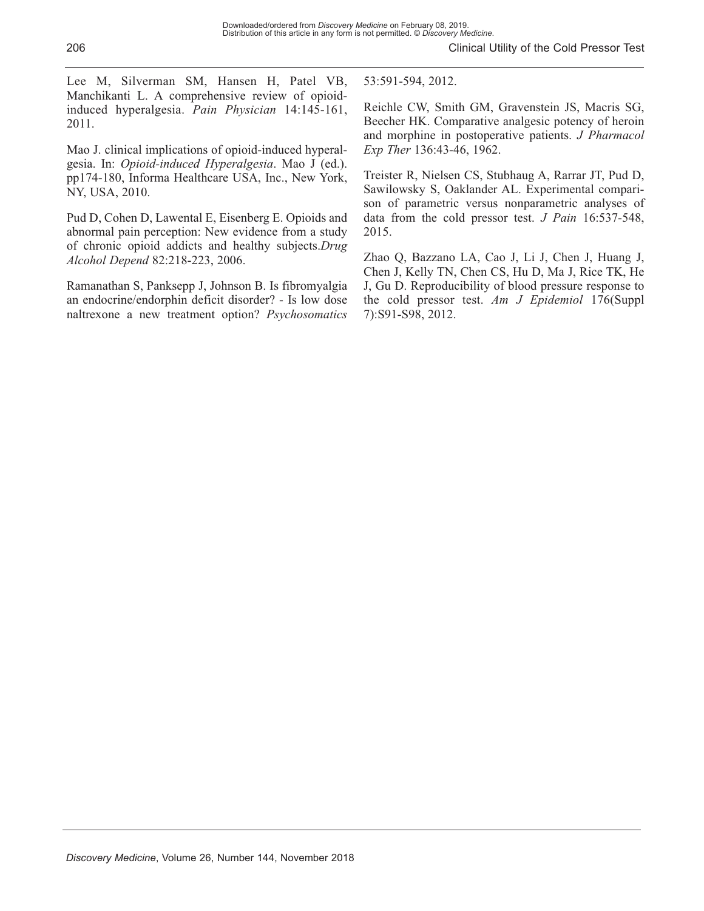Lee M, Silverman SM, Hansen H, Patel VB, Manchikanti L. A comprehensive review of opioid-induced hyperalgesia. *Pain Physician* 14:145-161, 2011.

Mao J. clinical implications of opioid-induced hyperalgesia. In: *Opioid-induced Hyperalgesia*. Mao J (ed.). pp174-180, Informa Healthcare USA, Inc., New York, NY, USA, 2010.

Pud D, Cohen D, Lawental E, Eisenberg E. Opioids and abnormal pain perception: New evidence from a study of chronic opioid addicts and healthy subjects.*Drug Alcohol Depend* 82:218-223, 2006.

Ramanathan S, Panksepp J, Johnson B. Is fibromyalgia an endocrine/endorphin deficit disorder? - Is low dose naltrexone a new treatment option? *Psychosomatics* 53:591-594, 2012.

Reichle CW, Smith GM, Gravenstein JS, Macris SG, Beecher HK. Comparative analgesic potency of heroin and morphine in postoperative patients. *J Pharmacol Exp Ther* 136:43-46, 1962.

Treister R, Nielsen CS, Stubhaug A, Rarrar JT, Pud D, Sawilowsky S, Oaklander AL. Experimental comparison of parametric versus nonparametric analyses of data from the cold pressor test. *J Pain* 16:537-548, 2015.

Zhao Q, Bazzano LA, Cao J, Li J, Chen J, Huang J, Chen J, Kelly TN, Chen CS, Hu D, Ma J, Rice TK, He J, Gu D. Reproducibility of blood pressure response to the cold pressor test. *Am J Epidemiol* 176(Suppl 7):S91-S98, 2012.